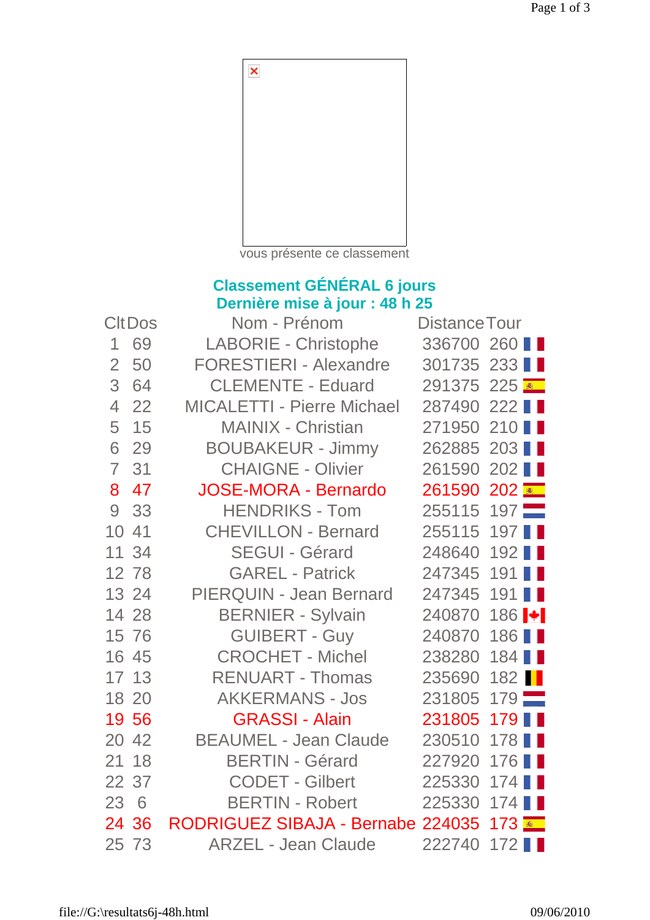vous présente ce classement

## Classement GÉNÉRAL 6 jours
## Dernière mise à jour : 48 h 25

| Clt | Dos | Nom - Prénom | Distance | Tour |
|---|---|---|---|---|
| 1 | 69 | LABORIE - Christophe | 336700 | 260 |
| 2 | 50 | FORESTIERI - Alexandre | 301735 | 233 |
| 3 | 64 | CLEMENTE - Eduard | 291375 | 225 |
| 4 | 22 | MICALETTI - Pierre Michael | 287490 | 222 |
| 5 | 15 | MAINIX - Christian | 271950 | 210 |
| 6 | 29 | BOUBAKEUR - Jimmy | 262885 | 203 |
| 7 | 31 | CHAIGNE - Olivier | 261590 | 202 |
| 8 | 47 | JOSE-MORA - Bernardo | 261590 | 202 |
| 9 | 33 | HENDRIKS - Tom | 255115 | 197 |
| 10 | 41 | CHEVILLON - Bernard | 255115 | 197 |
| 11 | 34 | SEGUI - Gérard | 248640 | 192 |
| 12 | 78 | GAREL - Patrick | 247345 | 191 |
| 13 | 24 | PIERQUIN - Jean Bernard | 247345 | 191 |
| 14 | 28 | BERNIER - Sylvain | 240870 | 186 |
| 15 | 76 | GUIBERT - Guy | 240870 | 186 |
| 16 | 45 | CROCHET - Michel | 238280 | 184 |
| 17 | 13 | RENUART - Thomas | 235690 | 182 |
| 18 | 20 | AKKERMANS - Jos | 231805 | 179 |
| 19 | 56 | GRASSI - Alain | 231805 | 179 |
| 20 | 42 | BEAUMEL - Jean Claude | 230510 | 178 |
| 21 | 18 | BERTIN - Gérard | 227920 | 176 |
| 22 | 37 | CODET - Gilbert | 225330 | 174 |
| 23 | 6 | BERTIN - Robert | 225330 | 174 |
| 24 | 36 | RODRIGUEZ SIBAJA - Bernabe | 224035 | 173 |
| 25 | 73 | ARZEL - Jean Claude | 222740 | 172 |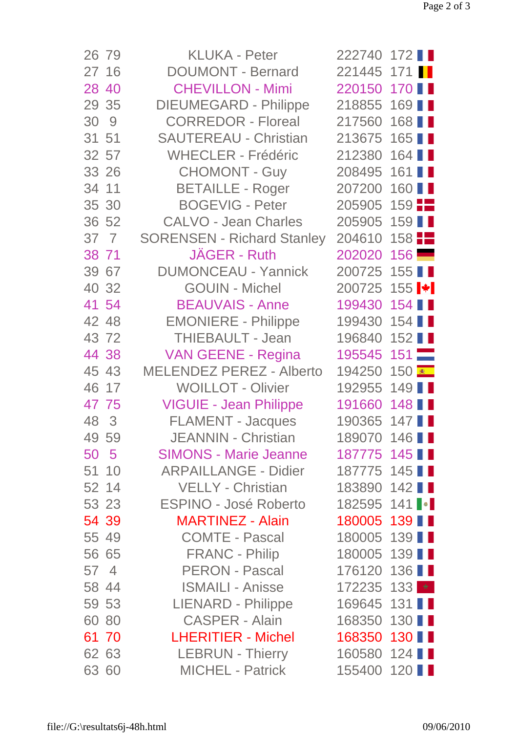| | | | | | |
|---|---|---|---|---|---|
| 26 | 79 | KLUKA - Peter | 222740 | 172 | |
| 27 | 16 | DOUMONT - Bernard | 221445 | 171 | |
| 28 | 40 | CHEVILLON - Mimi | 220150 | 170 | |
| 29 | 35 | DIEUMEGARD - Philippe | 218855 | 169 | |
| 30 | 9 | CORREDOR - Floreal | 217560 | 168 | |
| 31 | 51 | SAUTEREAU - Christian | 213675 | 165 | |
| 32 | 57 | WHECLER - Frédéric | 212380 | 164 | |
| 33 | 26 | CHOMONT - Guy | 208495 | 161 | |
| 34 | 11 | BETAILLE - Roger | 207200 | 160 | |
| 35 | 30 | BOGEVIG - Peter | 205905 | 159 | |
| 36 | 52 | CALVO - Jean Charles | 205905 | 159 | |
| 37 | 7 | SORENSEN - Richard Stanley | 204610 | 158 | |
| 38 | 71 | JÄGER - Ruth | 202020 | 156 | |
| 39 | 67 | DUMONCEAU - Yannick | 200725 | 155 | |
| 40 | 32 | GOUIN - Michel | 200725 | 155 | |
| 41 | 54 | BEAUVAIS - Anne | 199430 | 154 | |
| 42 | 48 | EMONIERE - Philippe | 199430 | 154 | |
| 43 | 72 | THIEBAULT - Jean | 196840 | 152 | |
| 44 | 38 | VAN GEENE - Regina | 195545 | 151 | |
| 45 | 43 | MELENDEZ PEREZ - Alberto | 194250 | 150 | |
| 46 | 17 | WOILLOT - Olivier | 192955 | 149 | |
| 47 | 75 | VIGUIE - Jean Philippe | 191660 | 148 | |
| 48 | 3 | FLAMENT - Jacques | 190365 | 147 | |
| 49 | 59 | JEANNIN - Christian | 189070 | 146 | |
| 50 | 5 | SIMONS - Marie Jeanne | 187775 | 145 | |
| 51 | 10 | ARPAILLANGE - Didier | 187775 | 145 | |
| 52 | 14 | VELLY - Christian | 183890 | 142 | |
| 53 | 23 | ESPINO - José Roberto | 182595 | 141 | |
| 54 | 39 | MARTINEZ - Alain | 180005 | 139 | |
| 55 | 49 | COMTE - Pascal | 180005 | 139 | |
| 56 | 65 | FRANC - Philip | 180005 | 139 | |
| 57 | 4 | PERON - Pascal | 176120 | 136 | |
| 58 | 44 | ISMAILI - Anisse | 172235 | 133 | |
| 59 | 53 | LIENARD - Philippe | 169645 | 131 | |
| 60 | 80 | CASPER - Alain | 168350 | 130 | |
| 61 | 70 | LHERITIER - Michel | 168350 | 130 | |
| 62 | 63 | LEBRUN - Thierry | 160580 | 124 | |
| 63 | 60 | MICHEL - Patrick | 155400 | 120 | |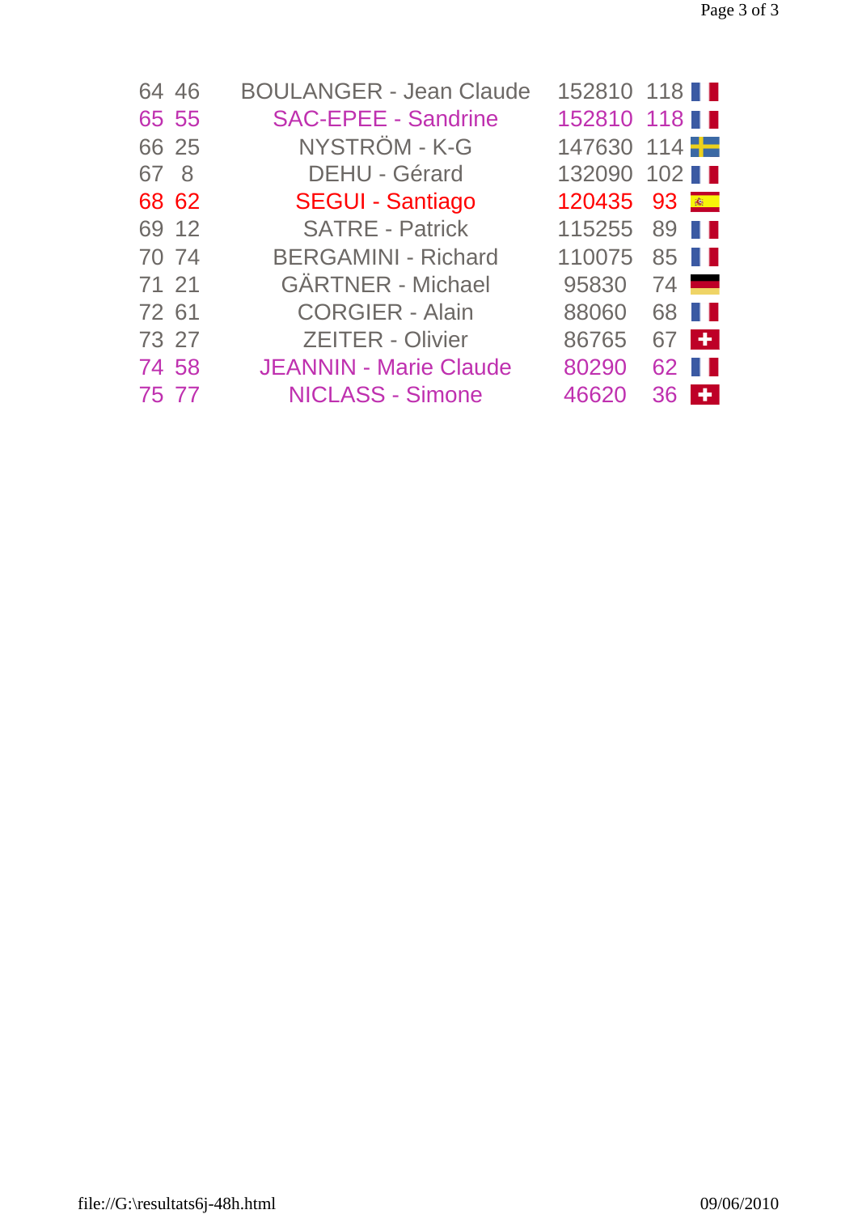| | | | | | |
|---|---|---|---|---|---|
| 64 | 46 | BOULANGER - Jean Claude | 152810 | 118 | |
| 65 | 55 | SAC-EPEE - Sandrine | 152810 | 118 | |
| 66 | 25 | NYSTRÖM - K-G | 147630 | 114 | |
| 67 | 8 | DEHU - Gérard | 132090 | 102 | |
| 68 | 62 | SEGUI - Santiago | 120435 | 93 | |
| 69 | 12 | SATRE - Patrick | 115255 | 89 | |
| 70 | 74 | BERGAMINI - Richard | 110075 | 85 | |
| 71 | 21 | GÄRTNER - Michael | 95830 | 74 | |
| 72 | 61 | CORGIER - Alain | 88060 | 68 | |
| 73 | 27 | ZEITER - Olivier | 86765 | 67 | |
| 74 | 58 | JEANNIN - Marie Claude | 80290 | 62 | |
| 75 | 77 | NICLASS - Simone | 46620 | 36 | |

file://G:\resultats6j-48h.html

09/06/2010